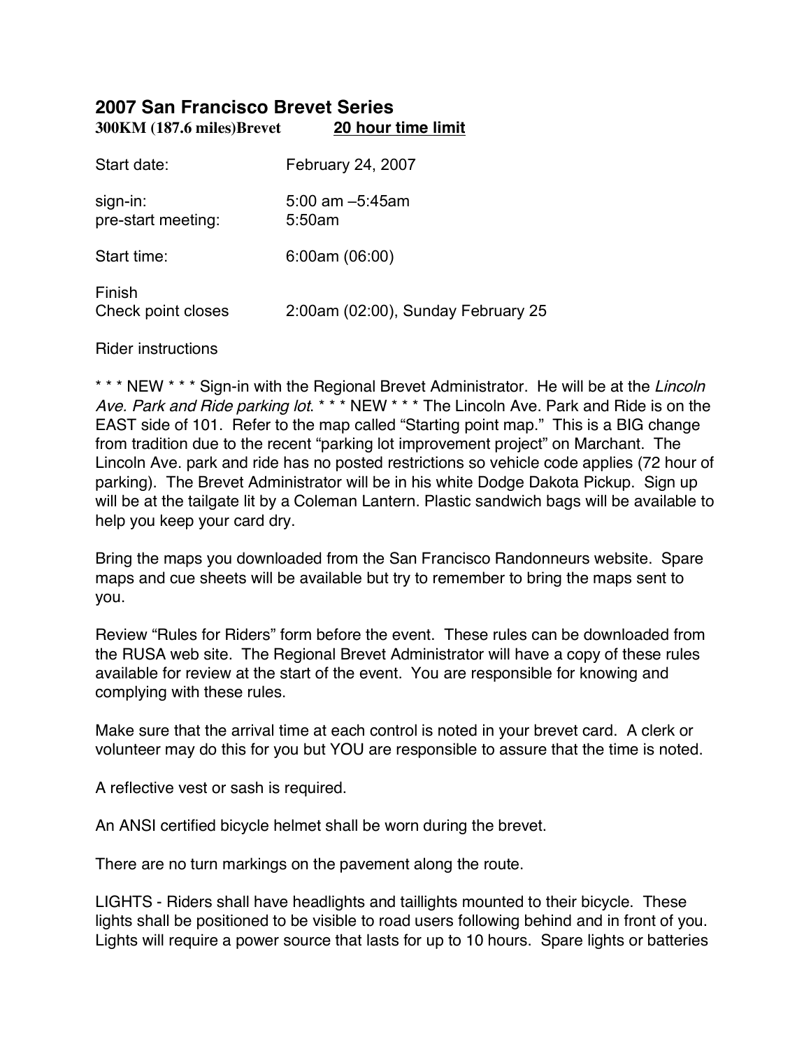## 2007 San Francisco Brevet Series

**300KM (187.6 miles)Brevet** **<u>20 hour time limit</u>**

| | |
|---|---|
| Start date: | February 24, 2007 |
| sign-in: | 5:00 am –5:45am |
| pre-start meeting: | 5:50am |
| Start time: | 6:00am (06:00) |
| Finish Check point closes | 2:00am (02:00), Sunday February 25 |

Rider instructions

* * * NEW * * * Sign-in with the Regional Brevet Administrator. He will be at the *Lincoln Ave. Park and Ride parking lot*. * * * NEW * * * The Lincoln Ave. Park and Ride is on the EAST side of 101. Refer to the map called "Starting point map." This is a BIG change from tradition due to the recent "parking lot improvement project" on Marchant. The Lincoln Ave. park and ride has no posted restrictions so vehicle code applies (72 hour of parking). The Brevet Administrator will be in his white Dodge Dakota Pickup. Sign up will be at the tailgate lit by a Coleman Lantern. Plastic sandwich bags will be available to help you keep your card dry.

Bring the maps you downloaded from the San Francisco Randonneurs website. Spare maps and cue sheets will be available but try to remember to bring the maps sent to you.

Review "Rules for Riders" form before the event. These rules can be downloaded from the RUSA web site. The Regional Brevet Administrator will have a copy of these rules available for review at the start of the event. You are responsible for knowing and complying with these rules.

Make sure that the arrival time at each control is noted in your brevet card. A clerk or volunteer may do this for you but YOU are responsible to assure that the time is noted.

A reflective vest or sash is required.

An ANSI certified bicycle helmet shall be worn during the brevet.

There are no turn markings on the pavement along the route.

LIGHTS - Riders shall have headlights and taillights mounted to their bicycle. These lights shall be positioned to be visible to road users following behind and in front of you. Lights will require a power source that lasts for up to 10 hours. Spare lights or batteries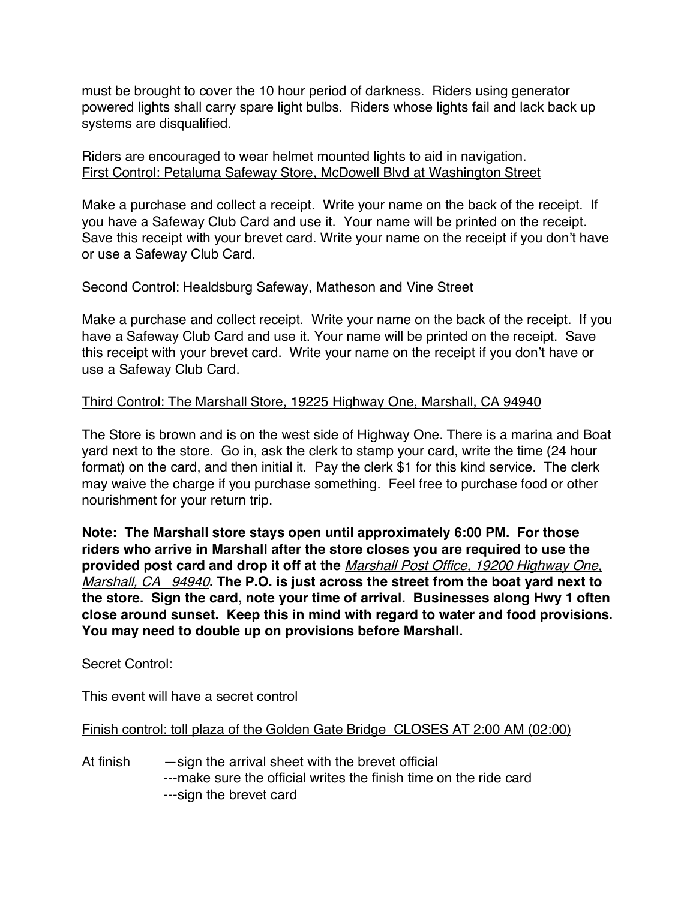must be brought to cover the 10 hour period of darkness. Riders using generator powered lights shall carry spare light bulbs. Riders whose lights fail and lack back up systems are disqualified.

Riders are encouraged to wear helmet mounted lights to aid in navigation.

<u>First Control: Petaluma Safeway Store, McDowell Blvd at Washington Street</u>

Make a purchase and collect a receipt. Write your name on the back of the receipt. If you have a Safeway Club Card and use it. Your name will be printed on the receipt. Save this receipt with your brevet card. Write your name on the receipt if you don't have or use a Safeway Club Card.

<u>Second Control: Healdsburg Safeway, Matheson and Vine Street</u>

Make a purchase and collect receipt. Write your name on the back of the receipt. If you have a Safeway Club Card and use it. Your name will be printed on the receipt. Save this receipt with your brevet card. Write your name on the receipt if you don't have or use a Safeway Club Card.

<u>Third Control: The Marshall Store, 19225 Highway One, Marshall, CA 94940</u>

The Store is brown and is on the west side of Highway One. There is a marina and Boat yard next to the store. Go in, ask the clerk to stamp your card, write the time (24 hour format) on the card, and then initial it. Pay the clerk $1 for this kind service. The clerk may waive the charge if you purchase something. Feel free to purchase food or other nourishment for your return trip.

**Note: The Marshall store stays open until approximately 6:00 PM. For those riders who arrive in Marshall after the store closes you are required to use the provided post card and drop it off at the** ***<u>Marshall Post Office, 19200 Highway One, Marshall, CA 94940</u>*****. The P.O. is just across the street from the boat yard next to the store. Sign the card, note your time of arrival. Businesses along Hwy 1 often close around sunset. Keep this in mind with regard to water and food provisions. You may need to double up on provisions before Marshall.**

<u>Secret Control:</u>

This event will have a secret control

<u>Finish control: toll plaza of the Golden Gate Bridge CLOSES AT 2:00 AM (02:00)</u>

At finish —sign the arrival sheet with the brevet official
---make sure the official writes the finish time on the ride card
---sign the brevet card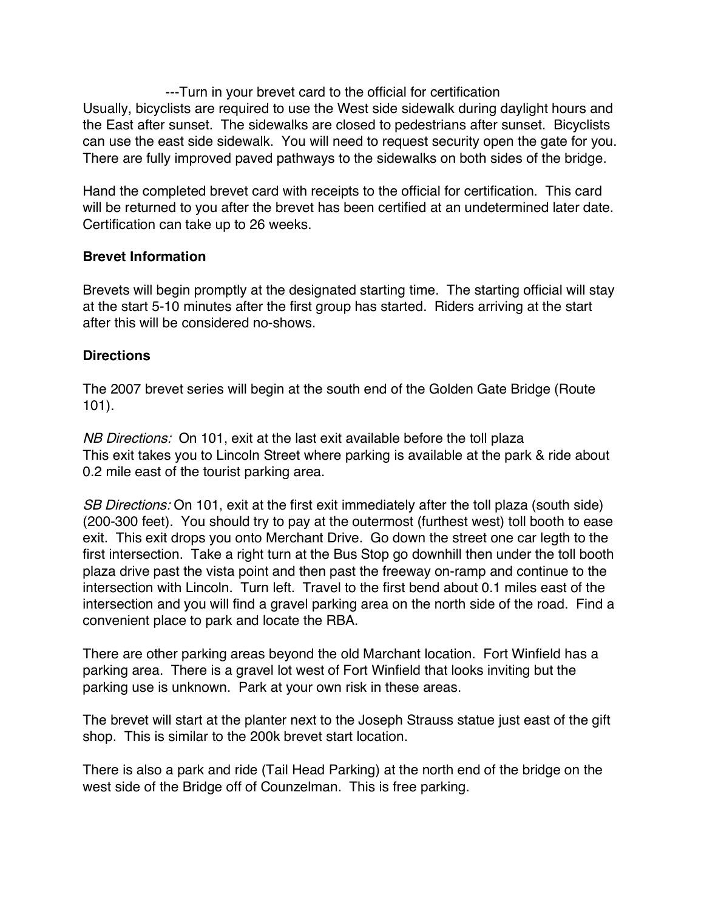---Turn in your brevet card to the official for certification

Usually, bicyclists are required to use the West side sidewalk during daylight hours and the East after sunset. The sidewalks are closed to pedestrians after sunset. Bicyclists can use the east side sidewalk. You will need to request security open the gate for you. There are fully improved paved pathways to the sidewalks on both sides of the bridge.

Hand the completed brevet card with receipts to the official for certification. This card will be returned to you after the brevet has been certified at an undetermined later date. Certification can take up to 26 weeks.

**Brevet Information**

Brevets will begin promptly at the designated starting time. The starting official will stay at the start 5-10 minutes after the first group has started. Riders arriving at the start after this will be considered no-shows.

**Directions**

The 2007 brevet series will begin at the south end of the Golden Gate Bridge (Route 101).

*NB Directions:* On 101, exit at the last exit available before the toll plaza
This exit takes you to Lincoln Street where parking is available at the park & ride about 0.2 mile east of the tourist parking area.

*SB Directions:* On 101, exit at the first exit immediately after the toll plaza (south side) (200-300 feet). You should try to pay at the outermost (furthest west) toll booth to ease exit. This exit drops you onto Merchant Drive. Go down the street one car legth to the first intersection. Take a right turn at the Bus Stop go downhill then under the toll booth plaza drive past the vista point and then past the freeway on-ramp and continue to the intersection with Lincoln. Turn left. Travel to the first bend about 0.1 miles east of the intersection and you will find a gravel parking area on the north side of the road. Find a convenient place to park and locate the RBA.

There are other parking areas beyond the old Marchant location. Fort Winfield has a parking area. There is a gravel lot west of Fort Winfield that looks inviting but the parking use is unknown. Park at your own risk in these areas.

The brevet will start at the planter next to the Joseph Strauss statue just east of the gift shop. This is similar to the 200k brevet start location.

There is also a park and ride (Tail Head Parking) at the north end of the bridge on the west side of the Bridge off of Counzelman. This is free parking.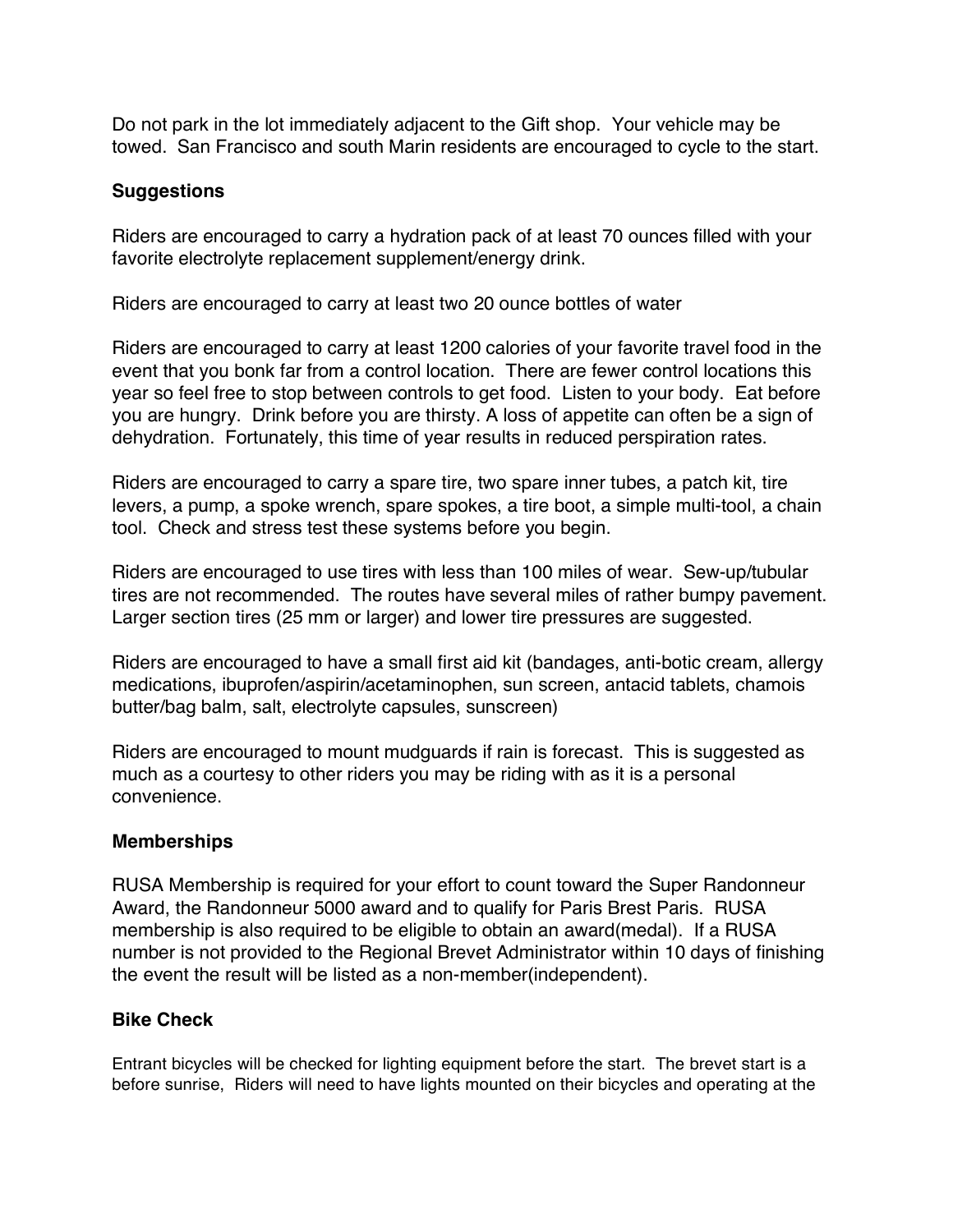Do not park in the lot immediately adjacent to the Gift shop. Your vehicle may be towed. San Francisco and south Marin residents are encouraged to cycle to the start.

### Suggestions

Riders are encouraged to carry a hydration pack of at least 70 ounces filled with your favorite electrolyte replacement supplement/energy drink.

Riders are encouraged to carry at least two 20 ounce bottles of water

Riders are encouraged to carry at least 1200 calories of your favorite travel food in the event that you bonk far from a control location. There are fewer control locations this year so feel free to stop between controls to get food. Listen to your body. Eat before you are hungry. Drink before you are thirsty. A loss of appetite can often be a sign of dehydration. Fortunately, this time of year results in reduced perspiration rates.

Riders are encouraged to carry a spare tire, two spare inner tubes, a patch kit, tire levers, a pump, a spoke wrench, spare spokes, a tire boot, a simple multi-tool, a chain tool. Check and stress test these systems before you begin.

Riders are encouraged to use tires with less than 100 miles of wear. Sew-up/tubular tires are not recommended. The routes have several miles of rather bumpy pavement. Larger section tires (25 mm or larger) and lower tire pressures are suggested.

Riders are encouraged to have a small first aid kit (bandages, anti-botic cream, allergy medications, ibuprofen/aspirin/acetaminophen, sun screen, antacid tablets, chamois butter/bag balm, salt, electrolyte capsules, sunscreen)

Riders are encouraged to mount mudguards if rain is forecast. This is suggested as much as a courtesy to other riders you may be riding with as it is a personal convenience.

### Memberships

RUSA Membership is required for your effort to count toward the Super Randonneur Award, the Randonneur 5000 award and to qualify for Paris Brest Paris. RUSA membership is also required to be eligible to obtain an award(medal). If a RUSA number is not provided to the Regional Brevet Administrator within 10 days of finishing the event the result will be listed as a non-member(independent).

### Bike Check

Entrant bicycles will be checked for lighting equipment before the start. The brevet start is a before sunrise, Riders will need to have lights mounted on their bicycles and operating at the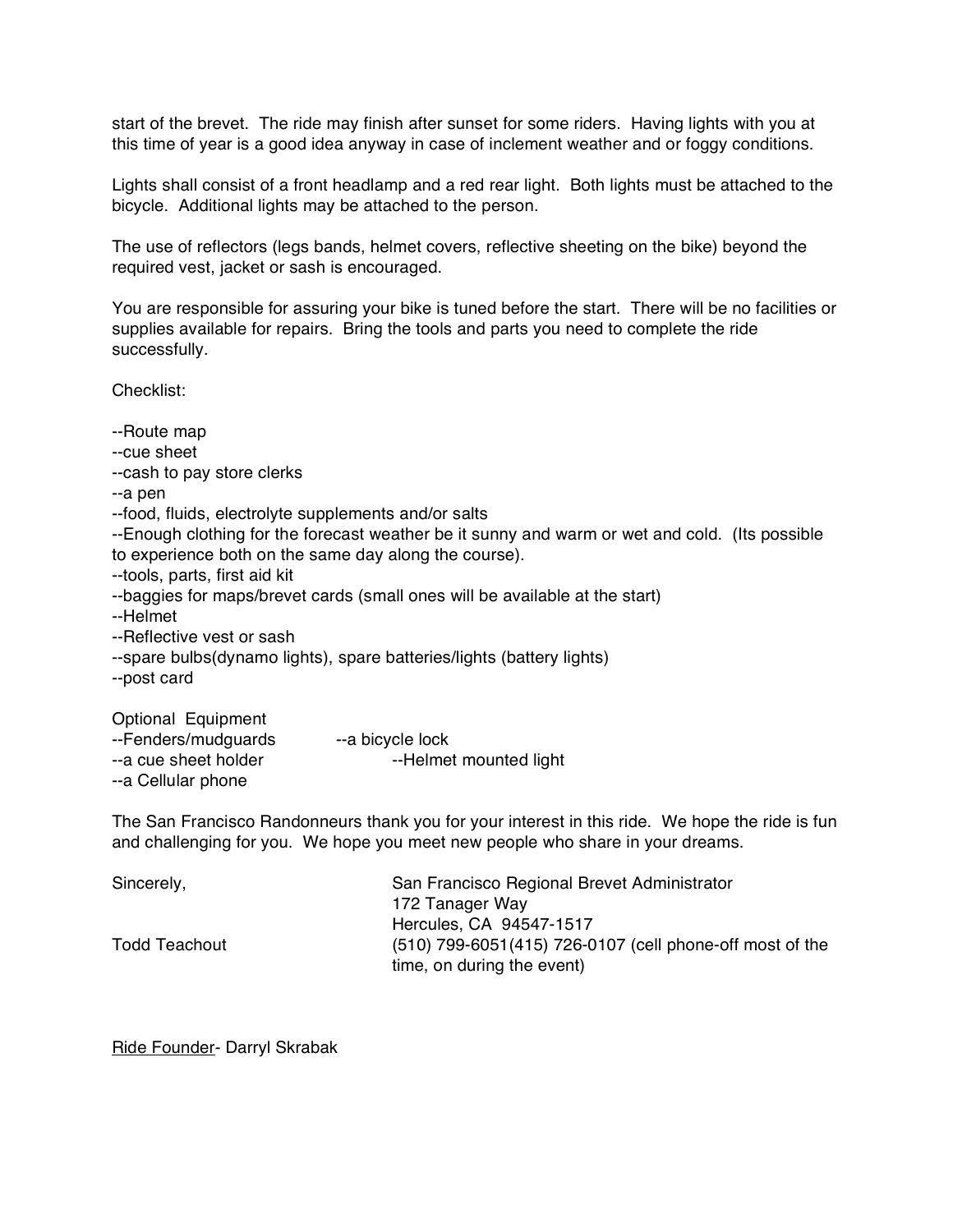start of the brevet. The ride may finish after sunset for some riders. Having lights with you at this time of year is a good idea anyway in case of inclement weather and or foggy conditions.

Lights shall consist of a front headlamp and a red rear light. Both lights must be attached to the bicycle. Additional lights may be attached to the person.

The use of reflectors (legs bands, helmet covers, reflective sheeting on the bike) beyond the required vest, jacket or sash is encouraged.

You are responsible for assuring your bike is tuned before the start. There will be no facilities or supplies available for repairs. Bring the tools and parts you need to complete the ride successfully.

Checklist:

--Route map
--cue sheet
--cash to pay store clerks
--a pen
--food, fluids, electrolyte supplements and/or salts
--Enough clothing for the forecast weather be it sunny and warm or wet and cold. (Its possible to experience both on the same day along the course).
--tools, parts, first aid kit
--baggies for maps/brevet cards (small ones will be available at the start)
--Helmet
--Reflective vest or sash
--spare bulbs(dynamo lights), spare batteries/lights (battery lights)
--post card

Optional Equipment
--Fenders/mudguards
--a bicycle lock
--a cue sheet holder
--Helmet mounted light
--a Cellular phone

The San Francisco Randonneurs thank you for your interest in this ride. We hope the ride is fun and challenging for you. We hope you meet new people who share in your dreams.

Sincerely,

Todd Teachout

San Francisco Regional Brevet Administrator
172 Tanager Way
Hercules, CA 94547-1517
(510) 799-6051(415) 726-0107 (cell phone-off most of the time, on during the event)

<u>Ride Founder</u>- Darryl Skrabak